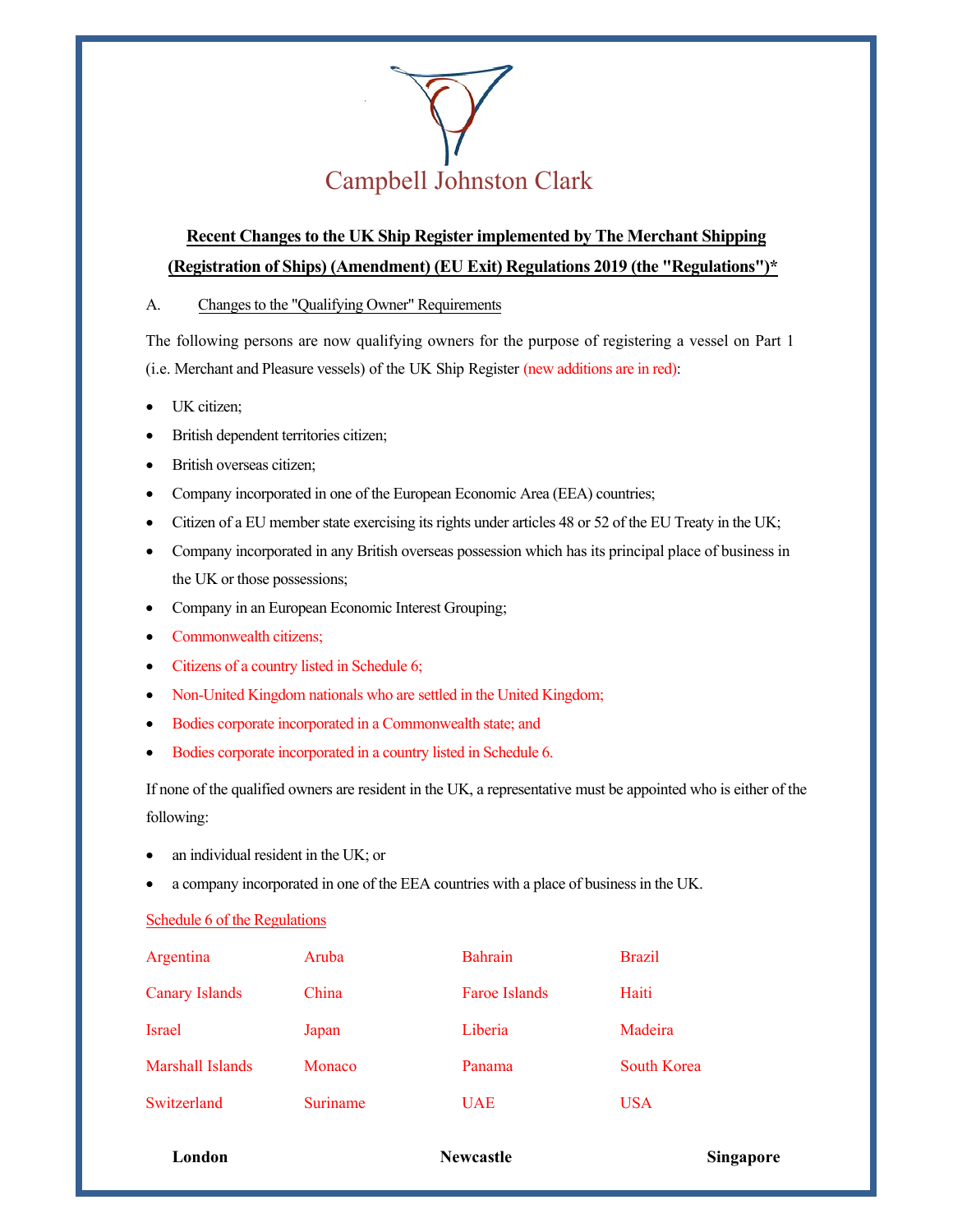Campbell Johnston Clark

**Recent Changes to the UK Ship Register implemented by The Merchant Shipping (Registration of Ships) (Amendment) (EU Exit) Regulations 2019 (the "Regulations")***

A. Changes to the "Qualifying Owner" Requirements

The following persons are now qualifying owners for the purpose of registering a vessel on Part 1 (i.e. Merchant and Pleasure vessels) of the UK Ship Register (new additions are in red):

- UK citizen;
- British dependent territories citizen;
- British overseas citizen;
- Company incorporated in one of the European Economic Area (EEA) countries;
- Citizen of a EU member state exercising its rights under articles 48 or 52 of the EU Treaty in the UK;
- Company incorporated in any British overseas possession which has its principal place of business in the UK or those possessions;
- Company in an European Economic Interest Grouping;
- Commonwealth citizens;
- Citizens of a country listed in Schedule 6;
- Non-United Kingdom nationals who are settled in the United Kingdom;
- Bodies corporate incorporated in a Commonwealth state; and
- Bodies corporate incorporated in a country listed in Schedule 6.

If none of the qualified owners are resident in the UK, a representative must be appointed who is either of the following:

- an individual resident in the UK; or
- a company incorporated in one of the EEA countries with a place of business in the UK.

Schedule 6 of the Regulations

| | | | |
|---|---|---|---|
| Argentina | Aruba | Bahrain | Brazil |
| Canary Islands | China | Faroe Islands | Haiti |
| Israel | Japan | Liberia | Madeira |
| Marshall Islands | Monaco | Panama | South Korea |
| Switzerland | Suriname | UAE | USA |

**London** **Newcastle** **Singapore**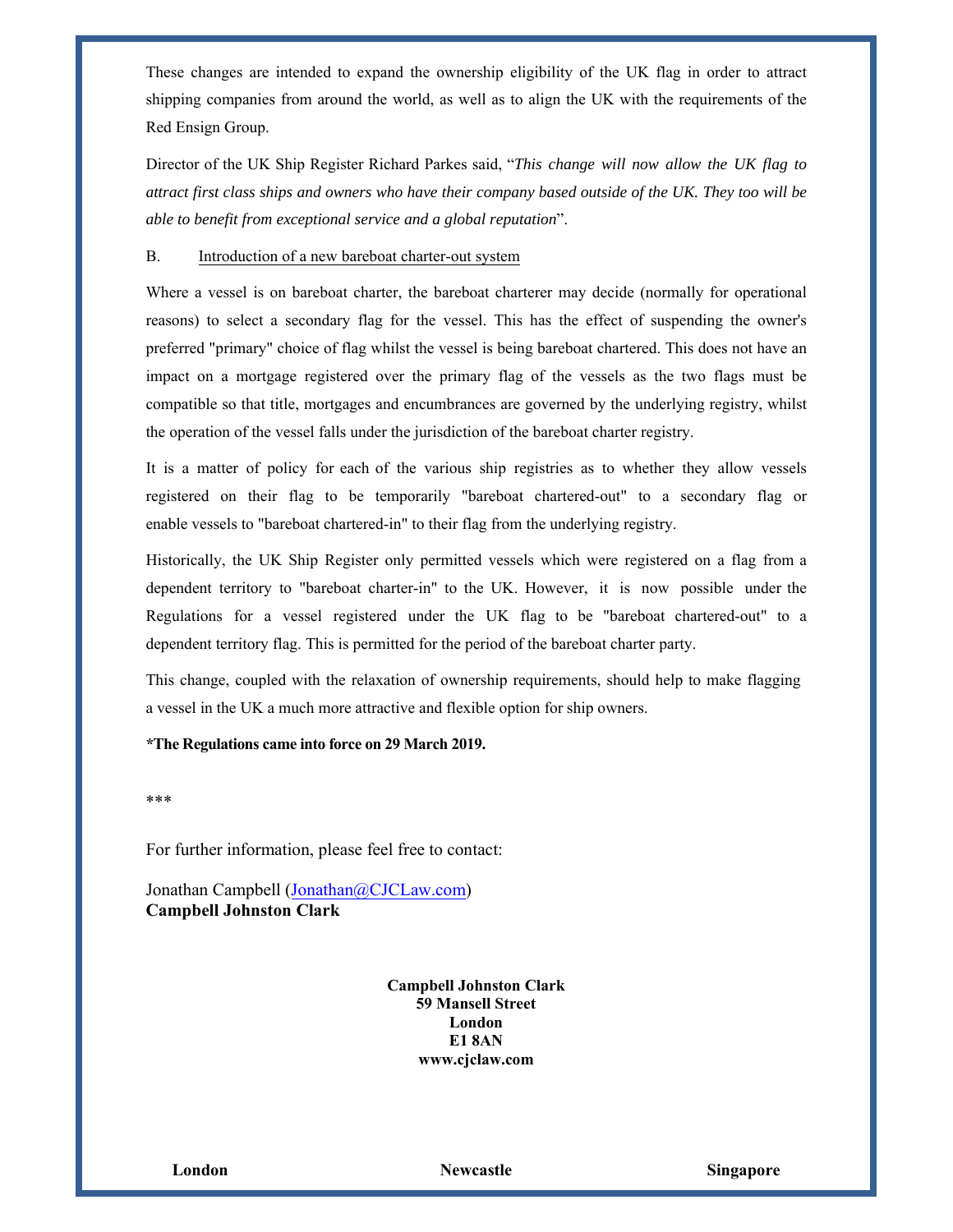These changes are intended to expand the ownership eligibility of the UK flag in order to attract shipping companies from around the world, as well as to align the UK with the requirements of the Red Ensign Group.

Director of the UK Ship Register Richard Parkes said, "*This change will now allow the UK flag to attract first class ships and owners who have their company based outside of the UK. They too will be able to benefit from exceptional service and a global reputation*".

B. Introduction of a new bareboat charter-out system

Where a vessel is on bareboat charter, the bareboat charterer may decide (normally for operational reasons) to select a secondary flag for the vessel. This has the effect of suspending the owner's preferred "primary" choice of flag whilst the vessel is being bareboat chartered. This does not have an impact on a mortgage registered over the primary flag of the vessels as the two flags must be compatible so that title, mortgages and encumbrances are governed by the underlying registry, whilst the operation of the vessel falls under the jurisdiction of the bareboat charter registry.

It is a matter of policy for each of the various ship registries as to whether they allow vessels registered on their flag to be temporarily "bareboat chartered-out" to a secondary flag or enable vessels to "bareboat chartered-in" to their flag from the underlying registry.

Historically, the UK Ship Register only permitted vessels which were registered on a flag from a dependent territory to "bareboat charter-in" to the UK. However, it is now possible under the Regulations for a vessel registered under the UK flag to be "bareboat chartered-out" to a dependent territory flag. This is permitted for the period of the bareboat charter party.

This change, coupled with the relaxation of ownership requirements, should help to make flagging a vessel in the UK a much more attractive and flexible option for ship owners.

**\*The Regulations came into force on 29 March 2019.**

\*\*\*

For further information, please feel free to contact:

Jonathan Campbell (Jonathan@CJCLaw.com)
**Campbell Johnston Clark**

**Campbell Johnston Clark**
**59 Mansell Street**
**London**
**E1 8AN**
**www.cjclaw.com**

**London** **Newcastle** **Singapore**